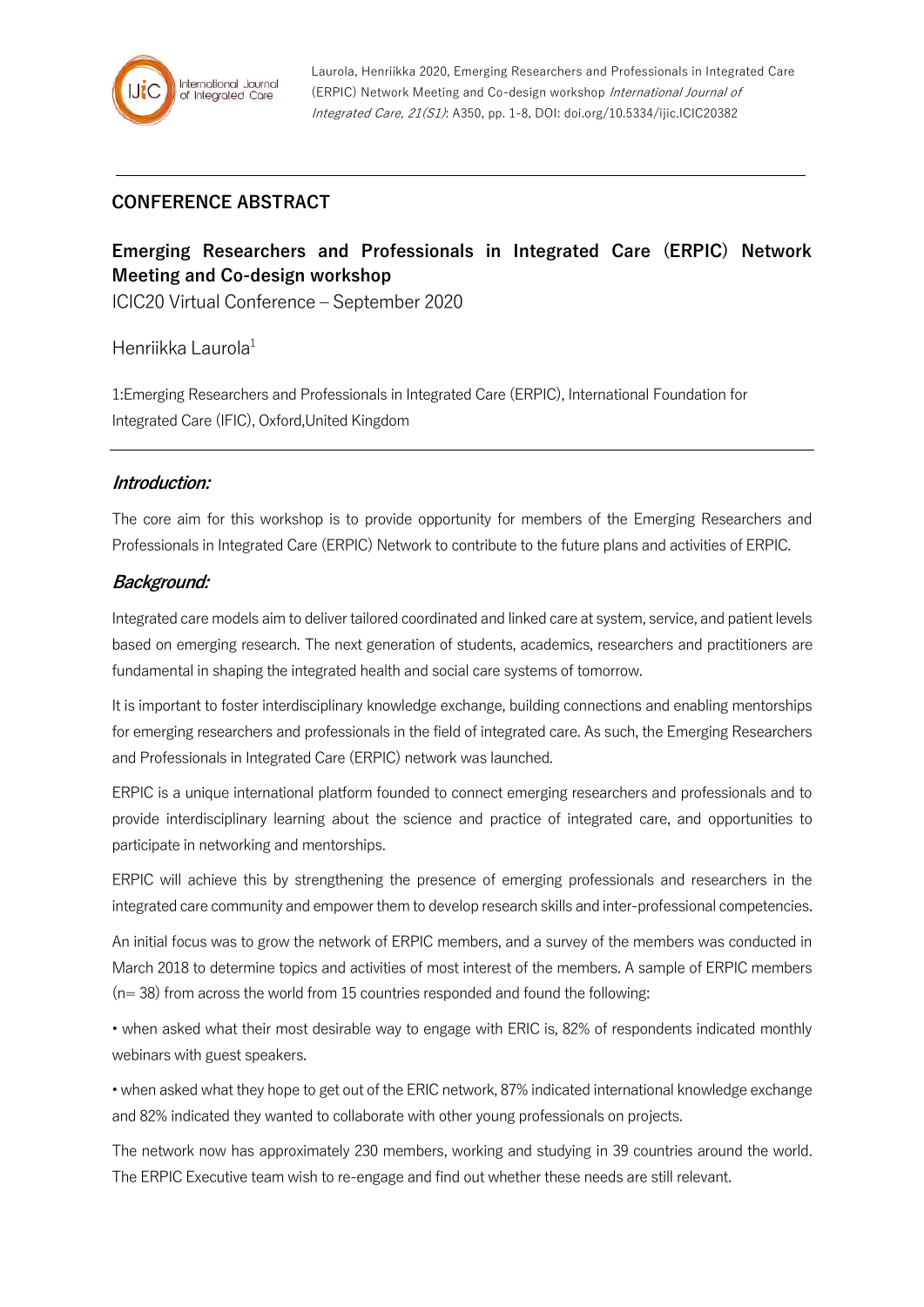## CONFERENCE ABSTRACT

# Emerging Researchers and Professionals in Integrated Care (ERPIC) Network Meeting and Co-design workshop

ICIC20 Virtual Conference – September 2020

Henriikka Laurola[1]

1:Emerging Researchers and Professionals in Integrated Care (ERPIC), International Foundation for Integrated Care (IFIC), Oxford,United Kingdom

### *Introduction:*

The core aim for this workshop is to provide opportunity for members of the Emerging Researchers and Professionals in Integrated Care (ERPIC) Network to contribute to the future plans and activities of ERPIC.

### *Background:*

Integrated care models aim to deliver tailored coordinated and linked care at system, service, and patient levels based on emerging research. The next generation of students, academics, researchers and practitioners are fundamental in shaping the integrated health and social care systems of tomorrow.

It is important to foster interdisciplinary knowledge exchange, building connections and enabling mentorships for emerging researchers and professionals in the field of integrated care. As such, the Emerging Researchers and Professionals in Integrated Care (ERPIC) network was launched.

ERPIC is a unique international platform founded to connect emerging researchers and professionals and to provide interdisciplinary learning about the science and practice of integrated care, and opportunities to participate in networking and mentorships.

ERPIC will achieve this by strengthening the presence of emerging professionals and researchers in the integrated care community and empower them to develop research skills and inter-professional competencies.

An initial focus was to grow the network of ERPIC members, and a survey of the members was conducted in March 2018 to determine topics and activities of most interest of the members. A sample of ERPIC members (n= 38) from across the world from 15 countries responded and found the following:

• when asked what their most desirable way to engage with ERIC is, 82% of respondents indicated monthly webinars with guest speakers.

• when asked what they hope to get out of the ERIC network, 87% indicated international knowledge exchange and 82% indicated they wanted to collaborate with other young professionals on projects.

The network now has approximately 230 members, working and studying in 39 countries around the world. The ERPIC Executive team wish to re-engage and find out whether these needs are still relevant.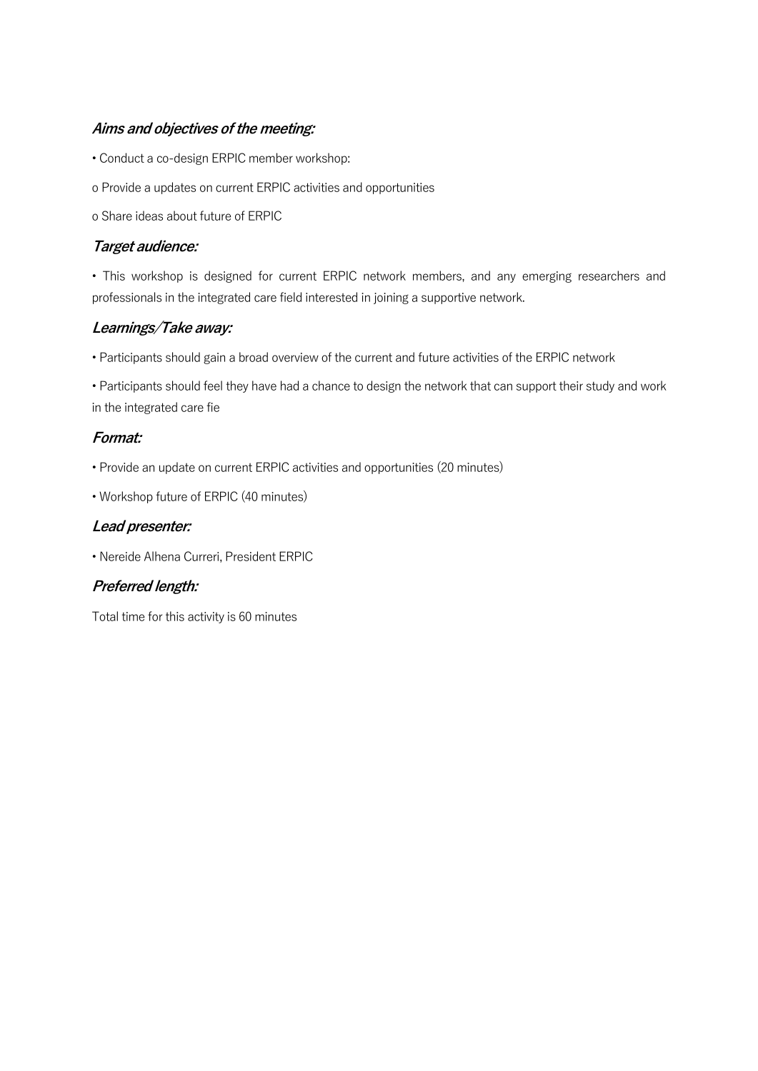### *Aims and objectives of the meeting:*

• Conduct a co-design ERPIC member workshop:

o Provide a updates on current ERPIC activities and opportunities

o Share ideas about future of ERPIC

### *Target audience:*

• This workshop is designed for current ERPIC network members, and any emerging researchers and professionals in the integrated care field interested in joining a supportive network.

### *Learnings/Take away:*

• Participants should gain a broad overview of the current and future activities of the ERPIC network

• Participants should feel they have had a chance to design the network that can support their study and work in the integrated care fie

### *Format:*

• Provide an update on current ERPIC activities and opportunities (20 minutes)

• Workshop future of ERPIC (40 minutes)

### *Lead presenter:*

• Nereide Alhena Curreri, President ERPIC

### *Preferred length:*

Total time for this activity is 60 minutes